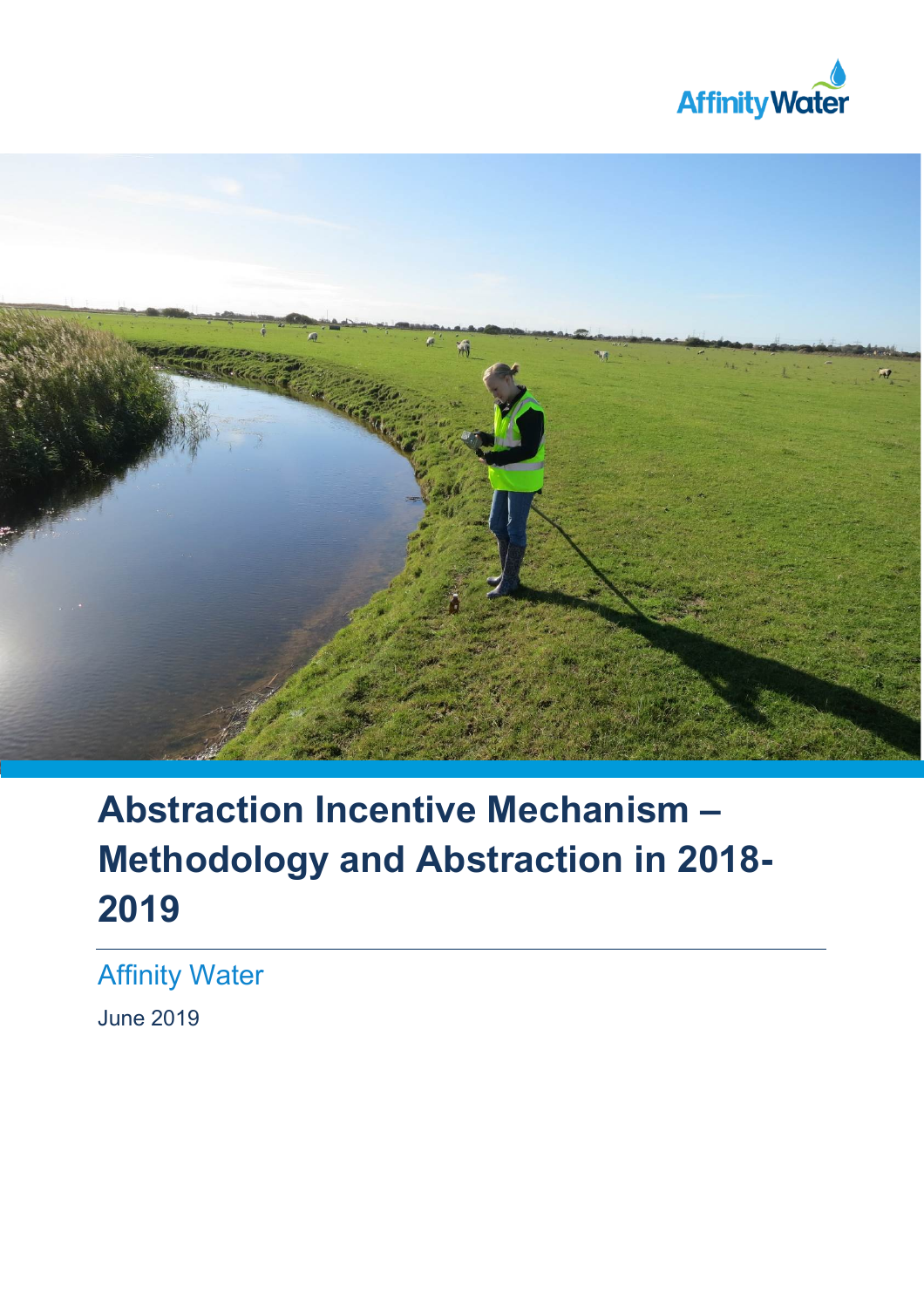Affinity Water

# Abstraction Incentive Mechanism – Methodology and Abstraction in 2018-2019

## Affinity Water

June 2019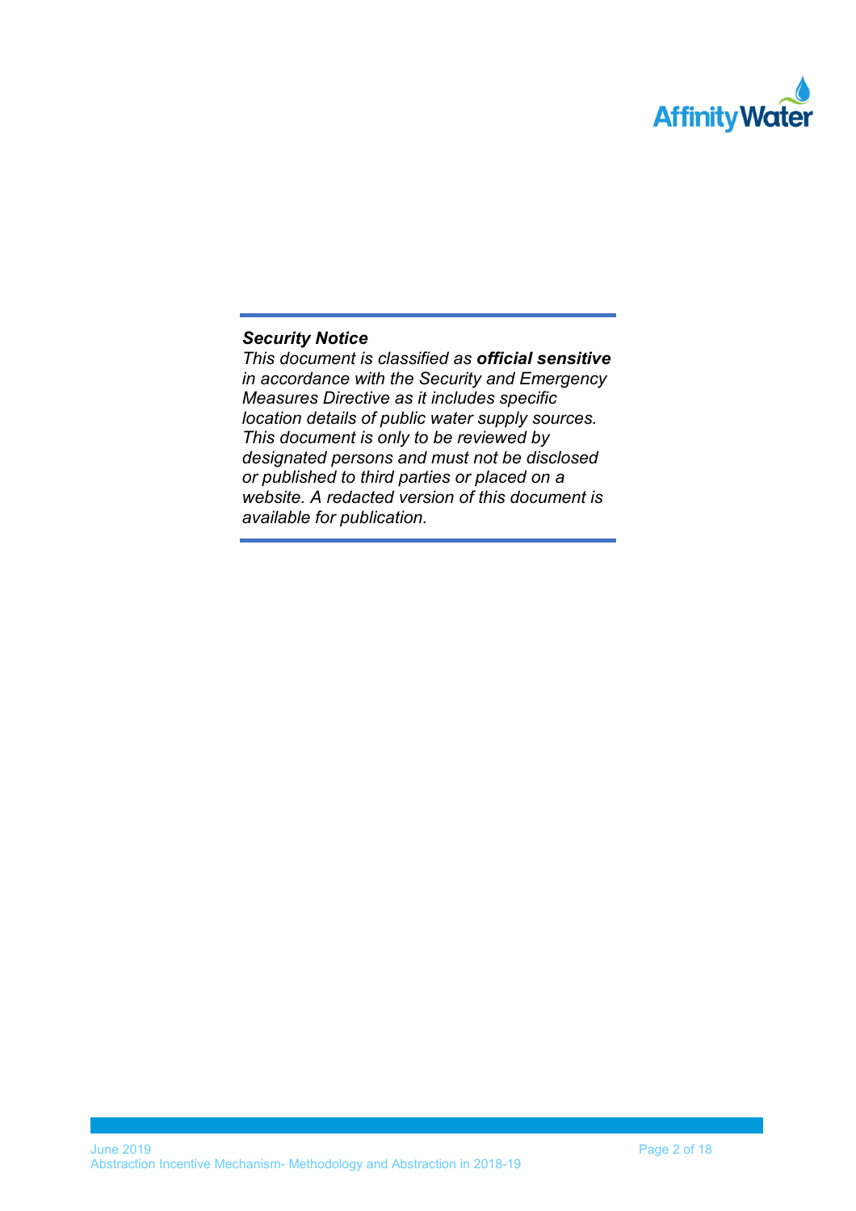***Security Notice***

*This document is classified as* ***official sensitive*** *in accordance with the Security and Emergency Measures Directive as it includes specific location details of public water supply sources. This document is only to be reviewed by designated persons and must not be disclosed or published to third parties or placed on a website. A redacted version of this document is available for publication.*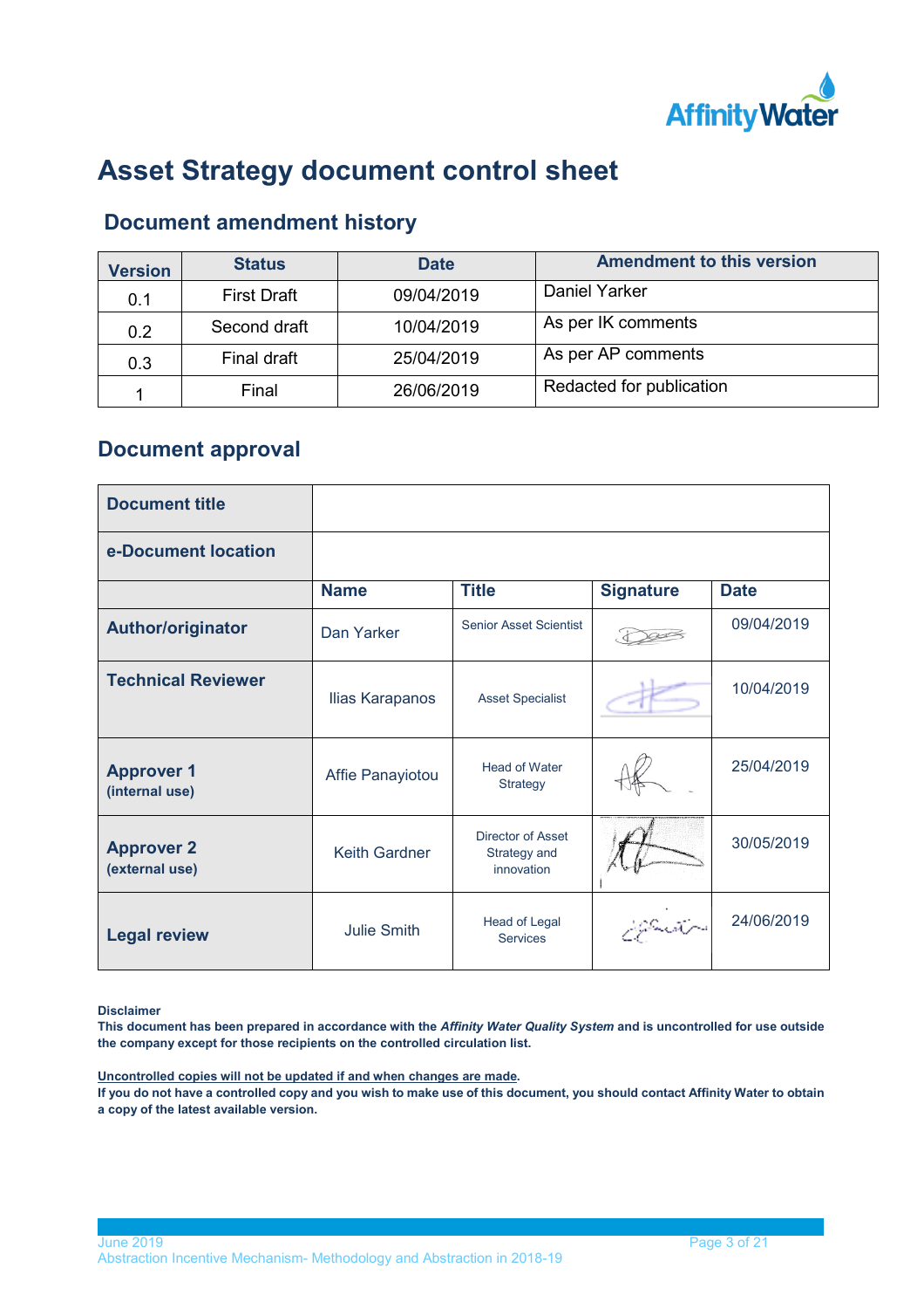# Asset Strategy document control sheet

## Document amendment history

| Version | Status | Date | Amendment to this version |
|---|---|---|---|
| 0.1 | First Draft | 09/04/2019 | Daniel Yarker |
| 0.2 | Second draft | 10/04/2019 | As per IK comments |
| 0.3 | Final draft | 25/04/2019 | As per AP comments |
| 1 | Final | 26/06/2019 | Redacted for publication |

## Document approval

| **Document title** | | | | |
|---|---|---|---|---|
| **e-Document location** | | | | |
| | **Name** | **Title** | **Signature** | **Date** |
| **Author/originator** | Dan Yarker | Senior Asset Scientist | | 09/04/2019 |
| **Technical Reviewer** | Ilias Karapanos | Asset Specialist | | 10/04/2019 |
| **Approver 1** (internal use) | Affie Panayiotou | Head of Water Strategy | | 25/04/2019 |
| **Approver 2** (external use) | Keith Gardner | Director of Asset Strategy and innovation | | 30/05/2019 |
| **Legal review** | Julie Smith | Head of Legal Services | | 24/06/2019 |

**Disclaimer**

**This document has been prepared in accordance with the *Affinity Water Quality System* and is uncontrolled for use outside the company except for those recipients on the controlled circulation list.**

**Uncontrolled copies will not be updated if and when changes are made.**

**If you do not have a controlled copy and you wish to make use of this document, you should contact Affinity Water to obtain a copy of the latest available version.**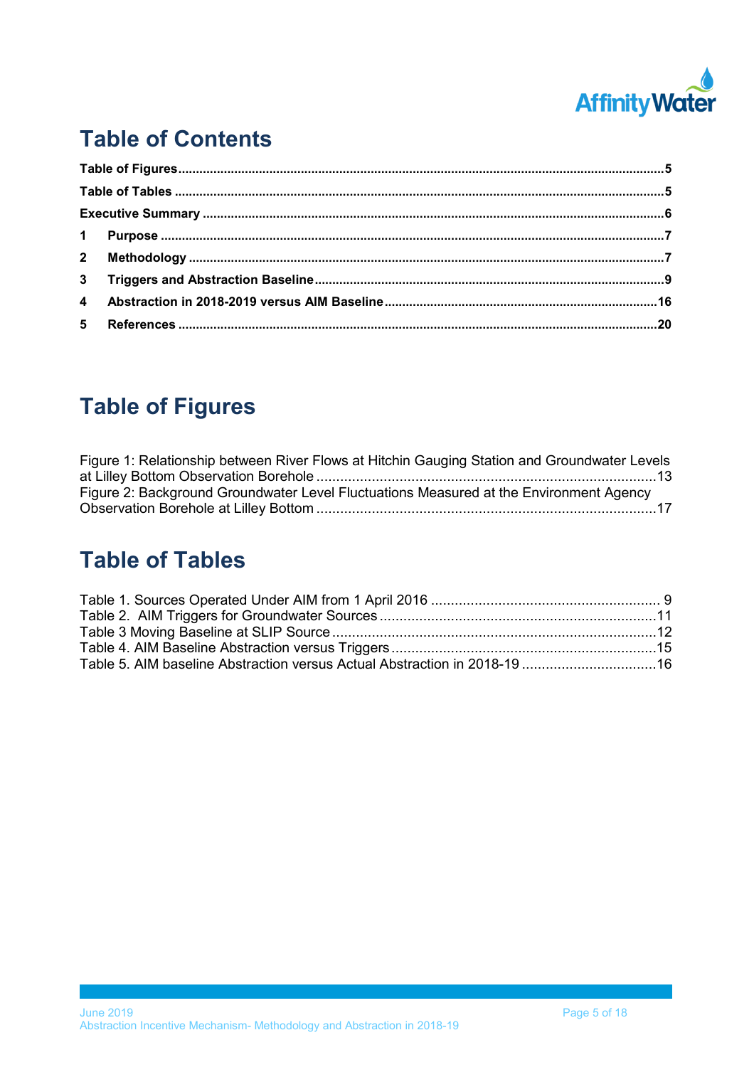# Table of Contents

**Table of Figures** .......... 5
**Table of Tables** .......... 5
**Executive Summary** .......... 6
**1 Purpose** .......... 7
**2 Methodology** .......... 7
**3 Triggers and Abstraction Baseline** .......... 9
**4 Abstraction in 2018-2019 versus AIM Baseline** .......... 16
**5 References** .......... 20

# Table of Figures

Figure 1: Relationship between River Flows at Hitchin Gauging Station and Groundwater Levels at Lilley Bottom Observation Borehole .......... 13
Figure 2: Background Groundwater Level Fluctuations Measured at the Environment Agency Observation Borehole at Lilley Bottom .......... 17

# Table of Tables

Table 1. Sources Operated Under AIM from 1 April 2016 .......... 9
Table 2. AIM Triggers for Groundwater Sources .......... 11
Table 3 Moving Baseline at SLIP Source .......... 12
Table 4. AIM Baseline Abstraction versus Triggers .......... 15
Table 5. AIM baseline Abstraction versus Actual Abstraction in 2018-19 .......... 16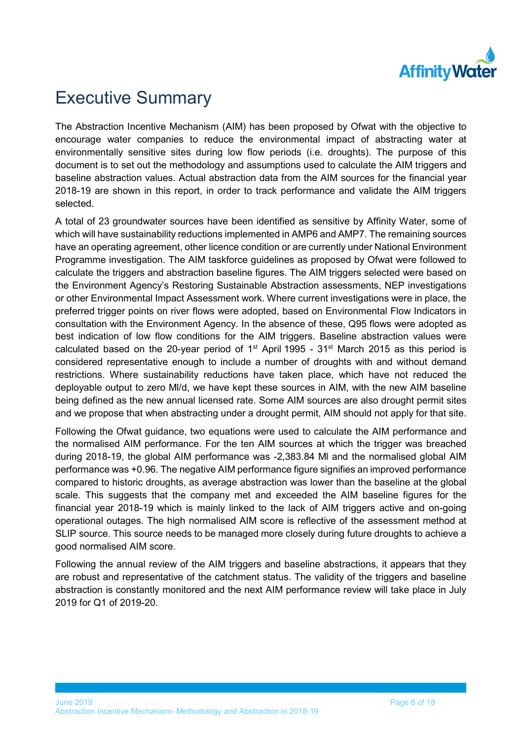# Executive Summary

The Abstraction Incentive Mechanism (AIM) has been proposed by Ofwat with the objective to encourage water companies to reduce the environmental impact of abstracting water at environmentally sensitive sites during low flow periods (i.e. droughts). The purpose of this document is to set out the methodology and assumptions used to calculate the AIM triggers and baseline abstraction values. Actual abstraction data from the AIM sources for the financial year 2018-19 are shown in this report, in order to track performance and validate the AIM triggers selected.

A total of 23 groundwater sources have been identified as sensitive by Affinity Water, some of which will have sustainability reductions implemented in AMP6 and AMP7. The remaining sources have an operating agreement, other licence condition or are currently under National Environment Programme investigation. The AIM taskforce guidelines as proposed by Ofwat were followed to calculate the triggers and abstraction baseline figures. The AIM triggers selected were based on the Environment Agency's Restoring Sustainable Abstraction assessments, NEP investigations or other Environmental Impact Assessment work. Where current investigations were in place, the preferred trigger points on river flows were adopted, based on Environmental Flow Indicators in consultation with the Environment Agency. In the absence of these, Q95 flows were adopted as best indication of low flow conditions for the AIM triggers. Baseline abstraction values were calculated based on the 20-year period of 1st April 1995 - 31st March 2015 as this period is considered representative enough to include a number of droughts with and without demand restrictions. Where sustainability reductions have taken place, which have not reduced the deployable output to zero Ml/d, we have kept these sources in AIM, with the new AIM baseline being defined as the new annual licensed rate. Some AIM sources are also drought permit sites and we propose that when abstracting under a drought permit, AIM should not apply for that site.

Following the Ofwat guidance, two equations were used to calculate the AIM performance and the normalised AIM performance. For the ten AIM sources at which the trigger was breached during 2018-19, the global AIM performance was -2,383.84 Ml and the normalised global AIM performance was +0.96. The negative AIM performance figure signifies an improved performance compared to historic droughts, as average abstraction was lower than the baseline at the global scale. This suggests that the company met and exceeded the AIM baseline figures for the financial year 2018-19 which is mainly linked to the lack of AIM triggers active and on-going operational outages. The high normalised AIM score is reflective of the assessment method at SLIP source. This source needs to be managed more closely during future droughts to achieve a good normalised AIM score.

Following the annual review of the AIM triggers and baseline abstractions, it appears that they are robust and representative of the catchment status. The validity of the triggers and baseline abstraction is constantly monitored and the next AIM performance review will take place in July 2019 for Q1 of 2019-20.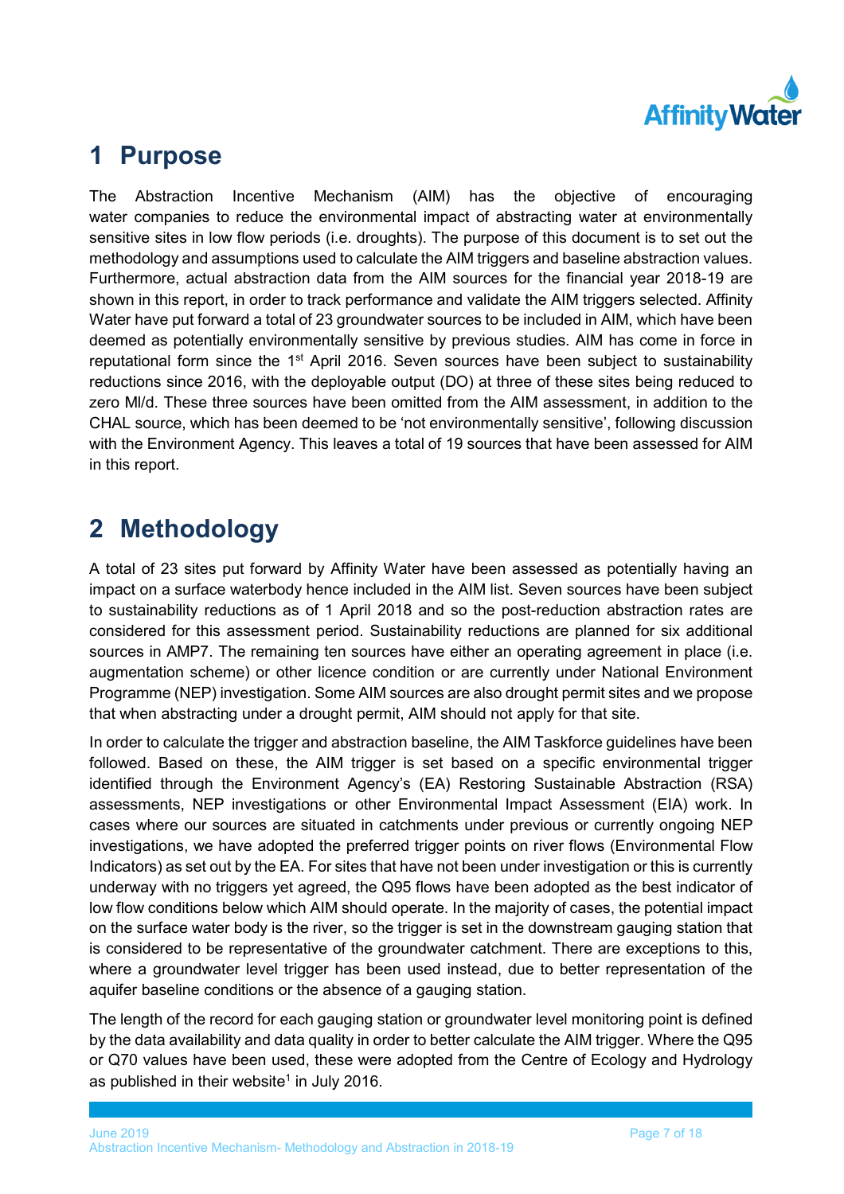# 1 Purpose

The Abstraction Incentive Mechanism (AIM) has the objective of encouraging water companies to reduce the environmental impact of abstracting water at environmentally sensitive sites in low flow periods (i.e. droughts). The purpose of this document is to set out the methodology and assumptions used to calculate the AIM triggers and baseline abstraction values. Furthermore, actual abstraction data from the AIM sources for the financial year 2018-19 are shown in this report, in order to track performance and validate the AIM triggers selected. Affinity Water have put forward a total of 23 groundwater sources to be included in AIM, which have been deemed as potentially environmentally sensitive by previous studies. AIM has come in force in reputational form since the 1st April 2016. Seven sources have been subject to sustainability reductions since 2016, with the deployable output (DO) at three of these sites being reduced to zero Ml/d. These three sources have been omitted from the AIM assessment, in addition to the CHAL source, which has been deemed to be 'not environmentally sensitive', following discussion with the Environment Agency. This leaves a total of 19 sources that have been assessed for AIM in this report.

# 2 Methodology

A total of 23 sites put forward by Affinity Water have been assessed as potentially having an impact on a surface waterbody hence included in the AIM list. Seven sources have been subject to sustainability reductions as of 1 April 2018 and so the post-reduction abstraction rates are considered for this assessment period. Sustainability reductions are planned for six additional sources in AMP7. The remaining ten sources have either an operating agreement in place (i.e. augmentation scheme) or other licence condition or are currently under National Environment Programme (NEP) investigation. Some AIM sources are also drought permit sites and we propose that when abstracting under a drought permit, AIM should not apply for that site.

In order to calculate the trigger and abstraction baseline, the AIM Taskforce guidelines have been followed. Based on these, the AIM trigger is set based on a specific environmental trigger identified through the Environment Agency's (EA) Restoring Sustainable Abstraction (RSA) assessments, NEP investigations or other Environmental Impact Assessment (EIA) work. In cases where our sources are situated in catchments under previous or currently ongoing NEP investigations, we have adopted the preferred trigger points on river flows (Environmental Flow Indicators) as set out by the EA. For sites that have not been under investigation or this is currently underway with no triggers yet agreed, the Q95 flows have been adopted as the best indicator of low flow conditions below which AIM should operate. In the majority of cases, the potential impact on the surface water body is the river, so the trigger is set in the downstream gauging station that is considered to be representative of the groundwater catchment. There are exceptions to this, where a groundwater level trigger has been used instead, due to better representation of the aquifer baseline conditions or the absence of a gauging station.

The length of the record for each gauging station or groundwater level monitoring point is defined by the data availability and data quality in order to better calculate the AIM trigger. Where the Q95 or Q70 values have been used, these were adopted from the Centre of Ecology and Hydrology as published in their website[1] in July 2016.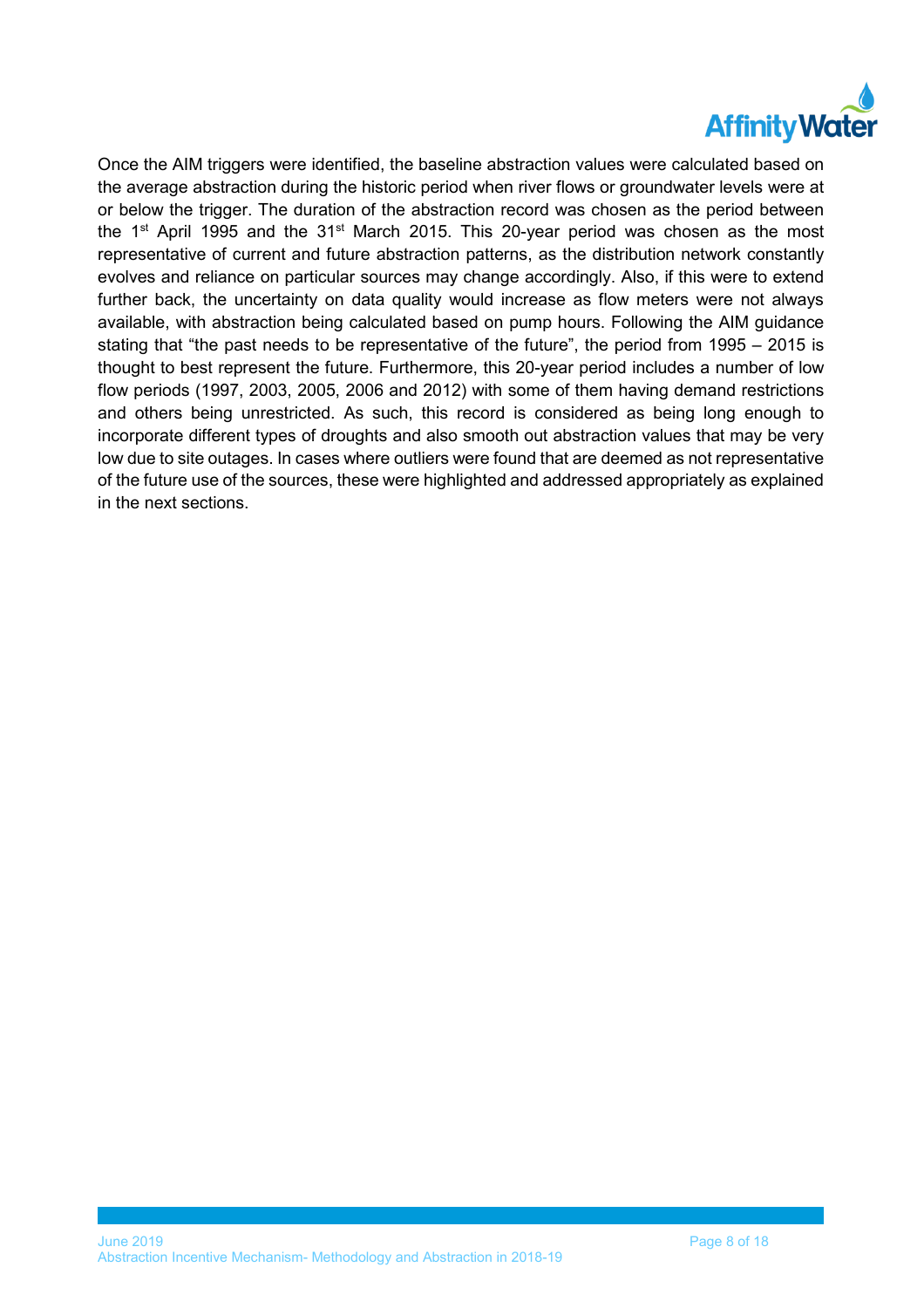Once the AIM triggers were identified, the baseline abstraction values were calculated based on the average abstraction during the historic period when river flows or groundwater levels were at or below the trigger. The duration of the abstraction record was chosen as the period between the 1st April 1995 and the 31st March 2015. This 20-year period was chosen as the most representative of current and future abstraction patterns, as the distribution network constantly evolves and reliance on particular sources may change accordingly. Also, if this were to extend further back, the uncertainty on data quality would increase as flow meters were not always available, with abstraction being calculated based on pump hours. Following the AIM guidance stating that "the past needs to be representative of the future", the period from 1995 – 2015 is thought to best represent the future. Furthermore, this 20-year period includes a number of low flow periods (1997, 2003, 2005, 2006 and 2012) with some of them having demand restrictions and others being unrestricted. As such, this record is considered as being long enough to incorporate different types of droughts and also smooth out abstraction values that may be very low due to site outages. In cases where outliers were found that are deemed as not representative of the future use of the sources, these were highlighted and addressed appropriately as explained in the next sections.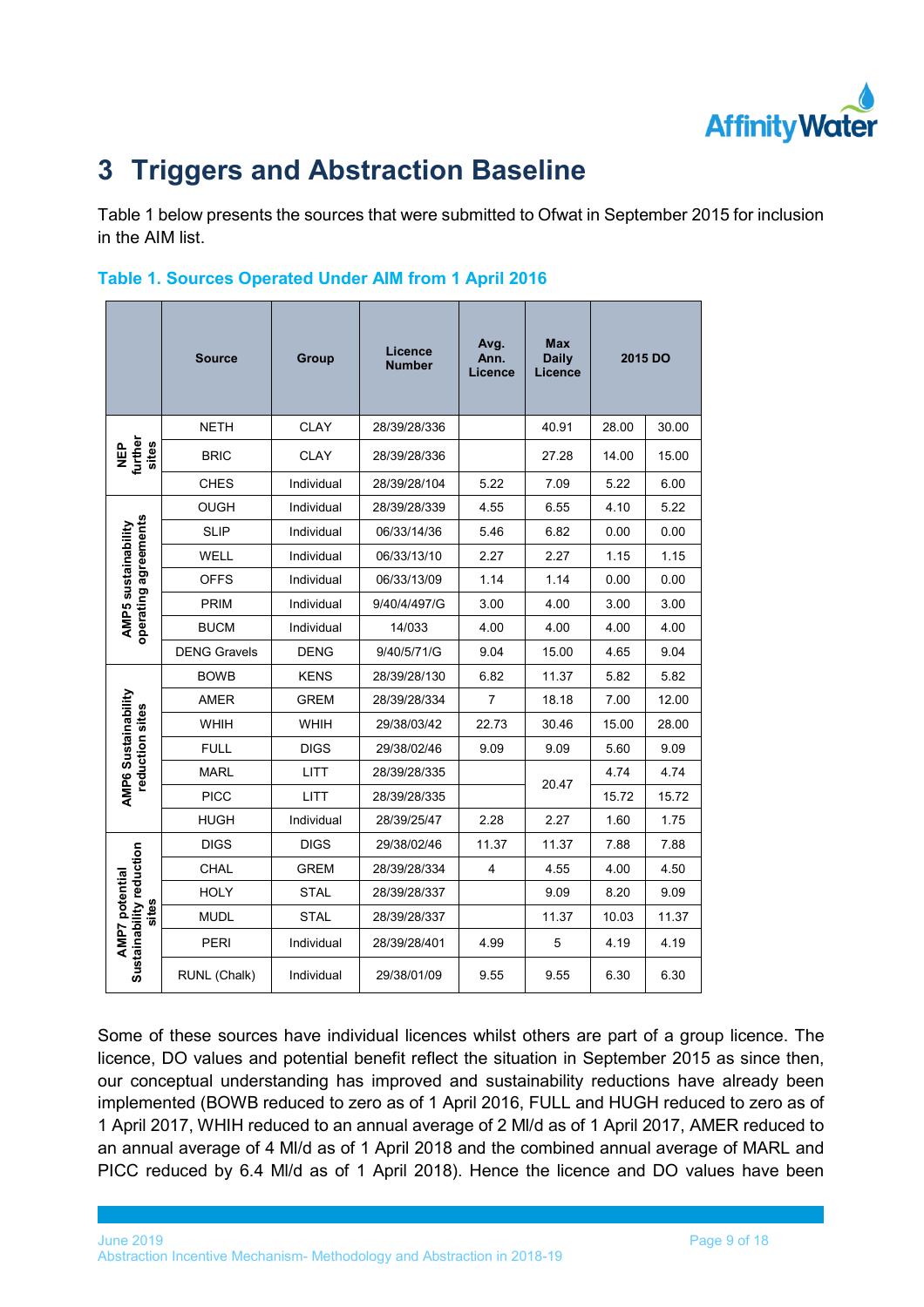# 3 Triggers and Abstraction Baseline

Table 1 below presents the sources that were submitted to Ofwat in September 2015 for inclusion in the AIM list.

### Table 1. Sources Operated Under AIM from 1 April 2016

| | Source | Group | Licence Number | Avg. Ann. Licence | Max Daily Licence | 2015 DO | |
|---|---|---|---|---|---|---|---|
| NEP further sites | NETH | CLAY | 28/39/28/336 | | 40.91 | 28.00 | 30.00 |
| | BRIC | CLAY | 28/39/28/336 | | 27.28 | 14.00 | 15.00 |
| | CHES | Individual | 28/39/28/104 | 5.22 | 7.09 | 5.22 | 6.00 |
| AMP5 sustainability operating agreements | OUGH | Individual | 28/39/28/339 | 4.55 | 6.55 | 4.10 | 5.22 |
| | SLIP | Individual | 06/33/14/36 | 5.46 | 6.82 | 0.00 | 0.00 |
| | WELL | Individual | 06/33/13/10 | 2.27 | 2.27 | 1.15 | 1.15 |
| | OFFS | Individual | 06/33/13/09 | 1.14 | 1.14 | 0.00 | 0.00 |
| | PRIM | Individual | 9/40/4/497/G | 3.00 | 4.00 | 3.00 | 3.00 |
| | BUCM | Individual | 14/033 | 4.00 | 4.00 | 4.00 | 4.00 |
| | DENG Gravels | DENG | 9/40/5/71/G | 9.04 | 15.00 | 4.65 | 9.04 |
| AMP6 Sustainability reduction sites | BOWB | KENS | 28/39/28/130 | 6.82 | 11.37 | 5.82 | 5.82 |
| | AMER | GREM | 28/39/28/334 | 7 | 18.18 | 7.00 | 12.00 |
| | WHIH | WHIH | 29/38/03/42 | 22.73 | 30.46 | 15.00 | 28.00 |
| | FULL | DIGS | 29/38/02/46 | 9.09 | 9.09 | 5.60 | 9.09 |
| | MARL | LITT | 28/39/28/335 | | 20.47 | 4.74 | 4.74 |
| | PICC | LITT | 28/39/28/335 | | | 15.72 | 15.72 |
| | HUGH | Individual | 28/39/25/47 | 2.28 | 2.27 | 1.60 | 1.75 |
| AMP7 potential Sustainability reduction sites | DIGS | DIGS | 29/38/02/46 | 11.37 | 11.37 | 7.88 | 7.88 |
| | CHAL | GREM | 28/39/28/334 | 4 | 4.55 | 4.00 | 4.50 |
| | HOLY | STAL | 28/39/28/337 | | 9.09 | 8.20 | 9.09 |
| | MUDL | STAL | 28/39/28/337 | | 11.37 | 10.03 | 11.37 |
| | PERI | Individual | 28/39/28/401 | 4.99 | 5 | 4.19 | 4.19 |
| | RUNL (Chalk) | Individual | 29/38/01/09 | 9.55 | 9.55 | 6.30 | 6.30 |

Some of these sources have individual licences whilst others are part of a group licence. The licence, DO values and potential benefit reflect the situation in September 2015 as since then, our conceptual understanding has improved and sustainability reductions have already been implemented (BOWB reduced to zero as of 1 April 2016, FULL and HUGH reduced to zero as of 1 April 2017, WHIH reduced to an annual average of 2 Ml/d as of 1 April 2017, AMER reduced to an annual average of 4 Ml/d as of 1 April 2018 and the combined annual average of MARL and PICC reduced by 6.4 Ml/d as of 1 April 2018). Hence the licence and DO values have been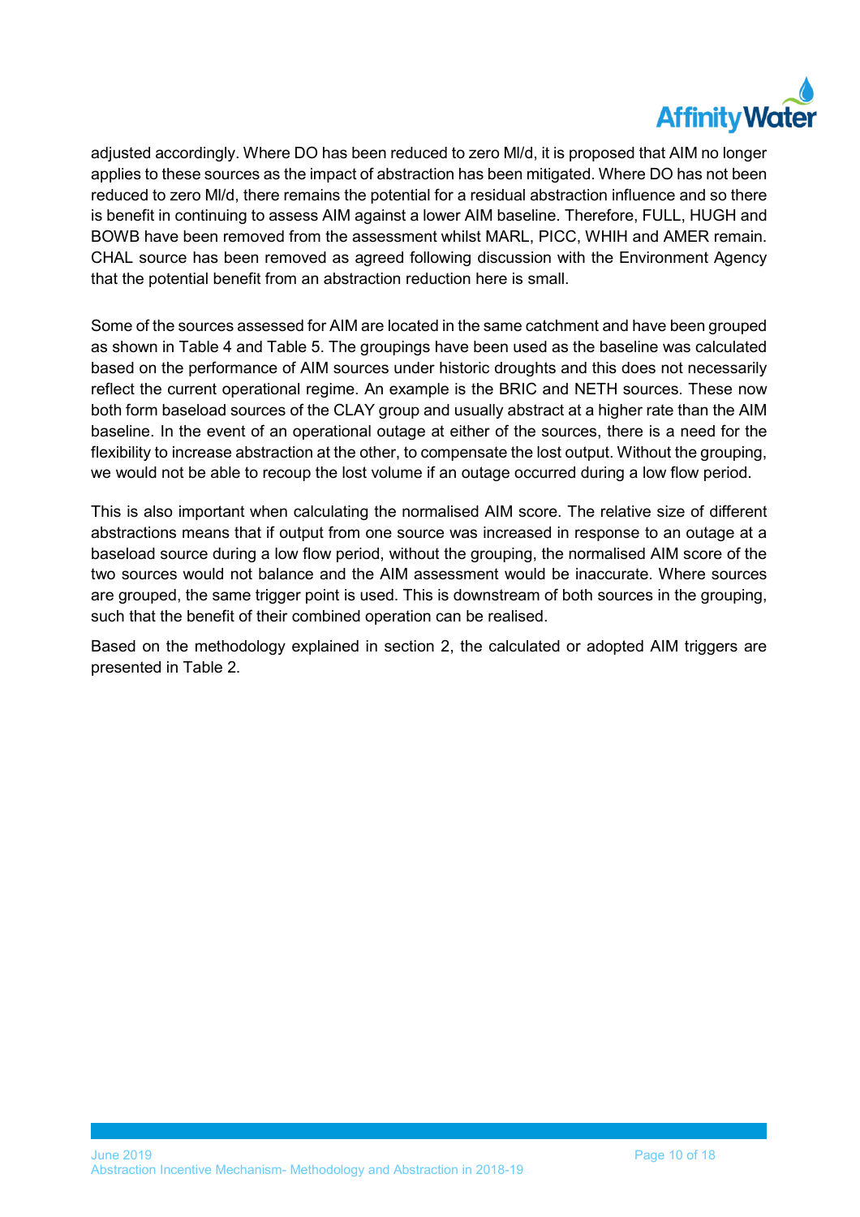adjusted accordingly. Where DO has been reduced to zero Ml/d, it is proposed that AIM no longer applies to these sources as the impact of abstraction has been mitigated. Where DO has not been reduced to zero Ml/d, there remains the potential for a residual abstraction influence and so there is benefit in continuing to assess AIM against a lower AIM baseline. Therefore, FULL, HUGH and BOWB have been removed from the assessment whilst MARL, PICC, WHIH and AMER remain. CHAL source has been removed as agreed following discussion with the Environment Agency that the potential benefit from an abstraction reduction here is small.

Some of the sources assessed for AIM are located in the same catchment and have been grouped as shown in Table 4 and Table 5. The groupings have been used as the baseline was calculated based on the performance of AIM sources under historic droughts and this does not necessarily reflect the current operational regime. An example is the BRIC and NETH sources. These now both form baseload sources of the CLAY group and usually abstract at a higher rate than the AIM baseline. In the event of an operational outage at either of the sources, there is a need for the flexibility to increase abstraction at the other, to compensate the lost output. Without the grouping, we would not be able to recoup the lost volume if an outage occurred during a low flow period.

This is also important when calculating the normalised AIM score. The relative size of different abstractions means that if output from one source was increased in response to an outage at a baseload source during a low flow period, without the grouping, the normalised AIM score of the two sources would not balance and the AIM assessment would be inaccurate. Where sources are grouped, the same trigger point is used. This is downstream of both sources in the grouping, such that the benefit of their combined operation can be realised.

Based on the methodology explained in section 2, the calculated or adopted AIM triggers are presented in Table 2.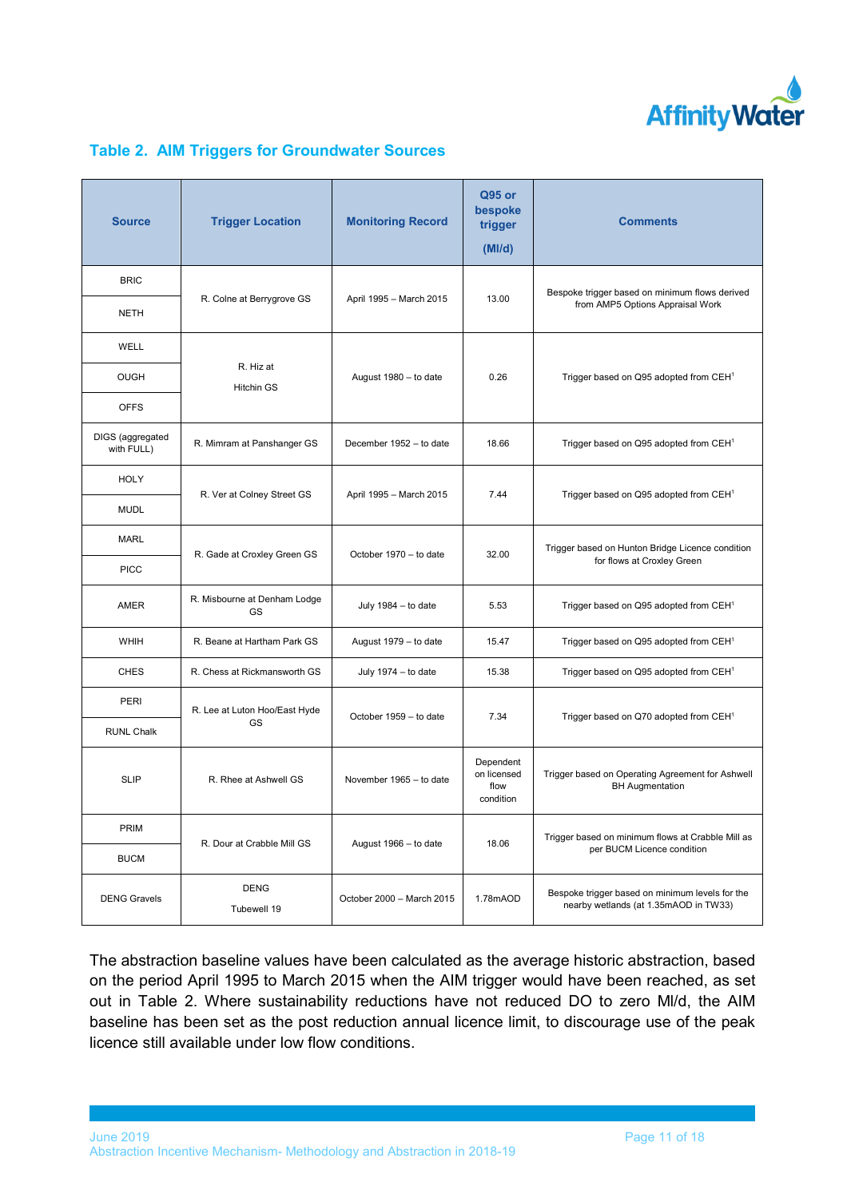### Table 2. AIM Triggers for Groundwater Sources

| Source | Trigger Location | Monitoring Record | Q95 or bespoke trigger (Ml/d) | Comments |
|---|---|---|---|---|
| BRIC | R. Colne at Berrygrove GS | April 1995 – March 2015 | 13.00 | Bespoke trigger based on minimum flows derived from AMP5 Options Appraisal Work |
| NETH | | | | |
| WELL | R. Hiz at Hitchin GS | August 1980 – to date | 0.26 | Trigger based on Q95 adopted from CEH[1] |
| OUGH | | | | |
| OFFS | | | | |
| DIGS (aggregated with FULL) | R. Mimram at Panshanger GS | December 1952 – to date | 18.66 | Trigger based on Q95 adopted from CEH[1] |
| HOLY | R. Ver at Colney Street GS | April 1995 – March 2015 | 7.44 | Trigger based on Q95 adopted from CEH[1] |
| MUDL | | | | |
| MARL | R. Gade at Croxley Green GS | October 1970 – to date | 32.00 | Trigger based on Hunton Bridge Licence condition for flows at Croxley Green |
| PICC | | | | |
| AMER | R. Misbourne at Denham Lodge GS | July 1984 – to date | 5.53 | Trigger based on Q95 adopted from CEH[1] |
| WHIH | R. Beane at Hartham Park GS | August 1979 – to date | 15.47 | Trigger based on Q95 adopted from CEH[1] |
| CHES | R. Chess at Rickmansworth GS | July 1974 – to date | 15.38 | Trigger based on Q95 adopted from CEH[1] |
| PERI | R. Lee at Luton Hoo/East Hyde GS | October 1959 – to date | 7.34 | Trigger based on Q70 adopted from CEH[1] |
| RUNL Chalk | | | | |
| SLIP | R. Rhee at Ashwell GS | November 1965 – to date | Dependent on licensed flow condition | Trigger based on Operating Agreement for Ashwell BH Augmentation |
| PRIM | R. Dour at Crabble Mill GS | August 1966 – to date | 18.06 | Trigger based on minimum flows at Crabble Mill as per BUCM Licence condition |
| BUCM | | | | |
| DENG Gravels | DENG Tubewell 19 | October 2000 – March 2015 | 1.78mAOD | Bespoke trigger based on minimum levels for the nearby wetlands (at 1.35mAOD in TW33) |

The abstraction baseline values have been calculated as the average historic abstraction, based on the period April 1995 to March 2015 when the AIM trigger would have been reached, as set out in Table 2. Where sustainability reductions have not reduced DO to zero Ml/d, the AIM baseline has been set as the post reduction annual licence limit, to discourage use of the peak licence still available under low flow conditions.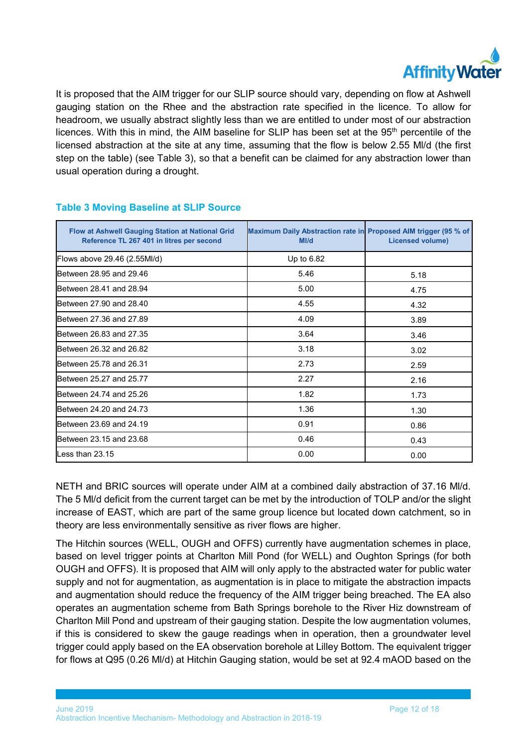It is proposed that the AIM trigger for our SLIP source should vary, depending on flow at Ashwell gauging station on the Rhee and the abstraction rate specified in the licence. To allow for headroom, we usually abstract slightly less than we are entitled to under most of our abstraction licences. With this in mind, the AIM baseline for SLIP has been set at the 95[th] percentile of the licensed abstraction at the site at any time, assuming that the flow is below 2.55 Ml/d (the first step on the table) (see Table 3), so that a benefit can be claimed for any abstraction lower than usual operation during a drought.

### Table 3 Moving Baseline at SLIP Source

| Flow at Ashwell Gauging Station at National Grid Reference TL 267 401 in litres per second | Maximum Daily Abstraction rate in Ml/d | Proposed AIM trigger (95 % of Licensed volume) |
|---|---|---|
| Flows above 29.46 (2.55Ml/d) | Up to 6.82 | |
| Between 28.95 and 29.46 | 5.46 | 5.18 |
| Between 28.41 and 28.94 | 5.00 | 4.75 |
| Between 27.90 and 28.40 | 4.55 | 4.32 |
| Between 27.36 and 27.89 | 4.09 | 3.89 |
| Between 26.83 and 27.35 | 3.64 | 3.46 |
| Between 26.32 and 26.82 | 3.18 | 3.02 |
| Between 25.78 and 26.31 | 2.73 | 2.59 |
| Between 25.27 and 25.77 | 2.27 | 2.16 |
| Between 24.74 and 25.26 | 1.82 | 1.73 |
| Between 24.20 and 24.73 | 1.36 | 1.30 |
| Between 23.69 and 24.19 | 0.91 | 0.86 |
| Between 23.15 and 23.68 | 0.46 | 0.43 |
| Less than 23.15 | 0.00 | 0.00 |

NETH and BRIC sources will operate under AIM at a combined daily abstraction of 37.16 Ml/d. The 5 Ml/d deficit from the current target can be met by the introduction of TOLP and/or the slight increase of EAST, which are part of the same group licence but located down catchment, so in theory are less environmentally sensitive as river flows are higher.

The Hitchin sources (WELL, OUGH and OFFS) currently have augmentation schemes in place, based on level trigger points at Charlton Mill Pond (for WELL) and Oughton Springs (for both OUGH and OFFS). It is proposed that AIM will only apply to the abstracted water for public water supply and not for augmentation, as augmentation is in place to mitigate the abstraction impacts and augmentation should reduce the frequency of the AIM trigger being breached. The EA also operates an augmentation scheme from Bath Springs borehole to the River Hiz downstream of Charlton Mill Pond and upstream of their gauging station. Despite the low augmentation volumes, if this is considered to skew the gauge readings when in operation, then a groundwater level trigger could apply based on the EA observation borehole at Lilley Bottom. The equivalent trigger for flows at Q95 (0.26 Ml/d) at Hitchin Gauging station, would be set at 92.4 mAOD based on the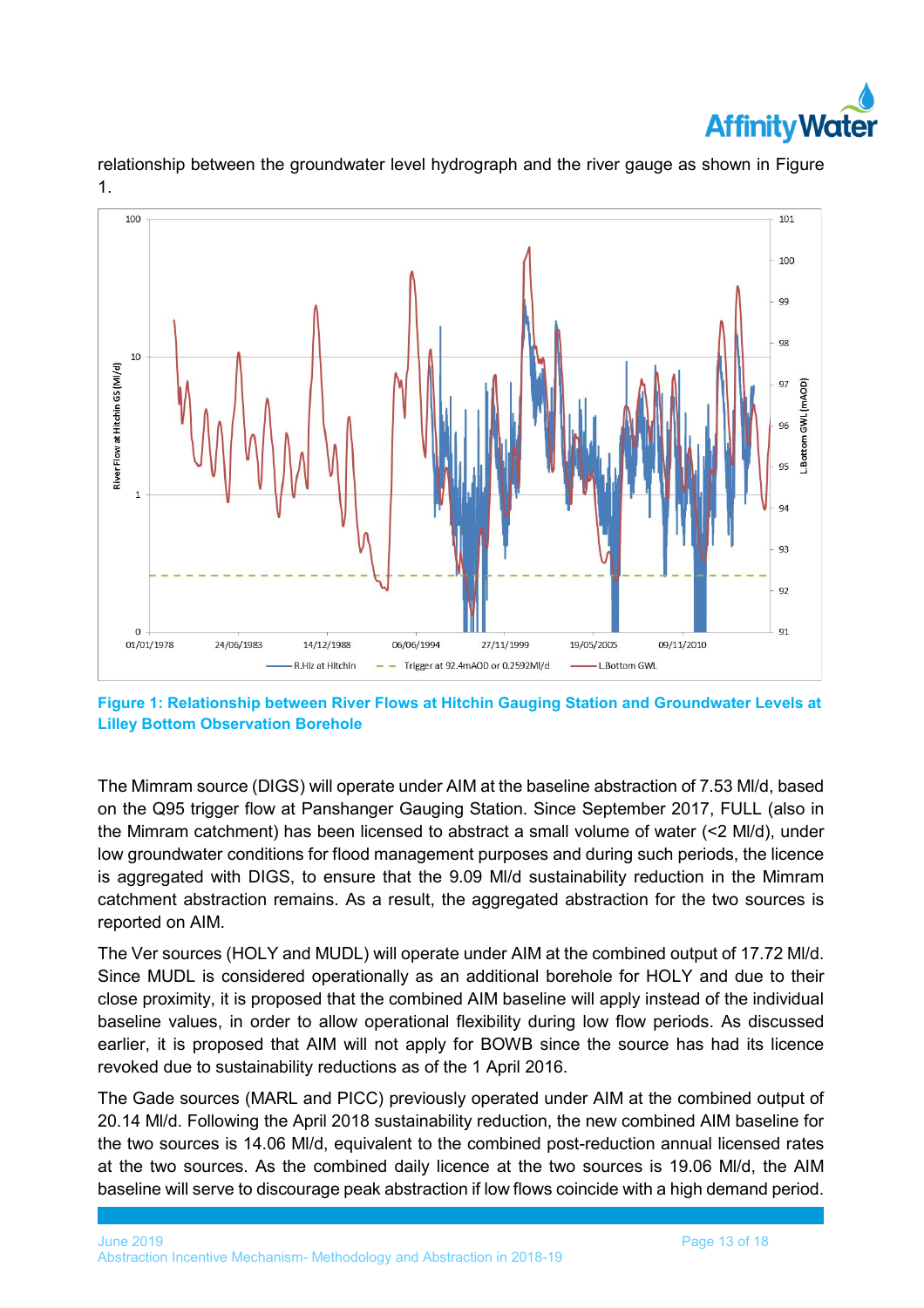relationship between the groundwater level hydrograph and the river gauge as shown in Figure 1.

**Figure 1: Relationship between River Flows at Hitchin Gauging Station and Groundwater Levels at Lilley Bottom Observation Borehole**

The Mimram source (DIGS) will operate under AIM at the baseline abstraction of 7.53 Ml/d, based on the Q95 trigger flow at Panshanger Gauging Station. Since September 2017, FULL (also in the Mimram catchment) has been licensed to abstract a small volume of water (<2 Ml/d), under low groundwater conditions for flood management purposes and during such periods, the licence is aggregated with DIGS, to ensure that the 9.09 Ml/d sustainability reduction in the Mimram catchment abstraction remains. As a result, the aggregated abstraction for the two sources is reported on AIM.

The Ver sources (HOLY and MUDL) will operate under AIM at the combined output of 17.72 Ml/d. Since MUDL is considered operationally as an additional borehole for HOLY and due to their close proximity, it is proposed that the combined AIM baseline will apply instead of the individual baseline values, in order to allow operational flexibility during low flow periods. As discussed earlier, it is proposed that AIM will not apply for BOWB since the source has had its licence revoked due to sustainability reductions as of the 1 April 2016.

The Gade sources (MARL and PICC) previously operated under AIM at the combined output of 20.14 Ml/d. Following the April 2018 sustainability reduction, the new combined AIM baseline for the two sources is 14.06 Ml/d, equivalent to the combined post-reduction annual licensed rates at the two sources. As the combined daily licence at the two sources is 19.06 Ml/d, the AIM baseline will serve to discourage peak abstraction if low flows coincide with a high demand period.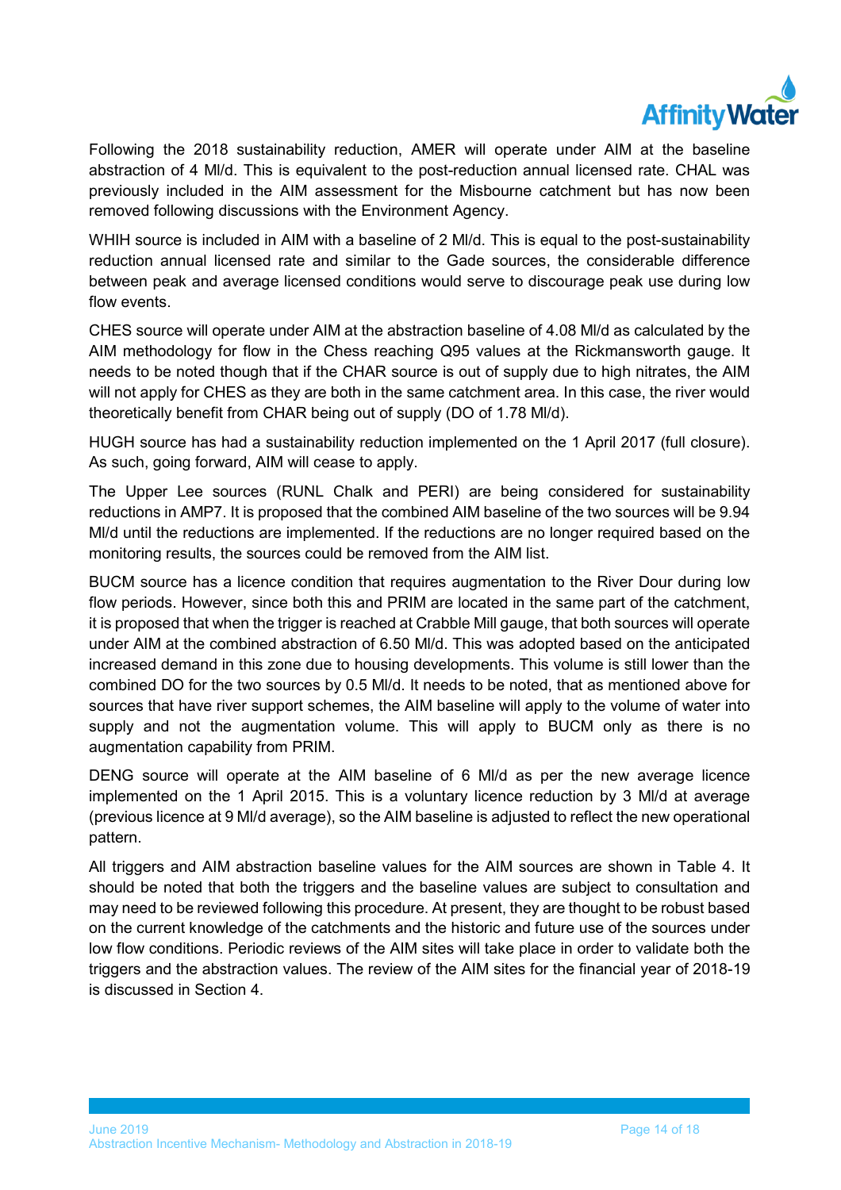Following the 2018 sustainability reduction, AMER will operate under AIM at the baseline abstraction of 4 Ml/d. This is equivalent to the post-reduction annual licensed rate. CHAL was previously included in the AIM assessment for the Misbourne catchment but has now been removed following discussions with the Environment Agency.

WHIH source is included in AIM with a baseline of 2 Ml/d. This is equal to the post-sustainability reduction annual licensed rate and similar to the Gade sources, the considerable difference between peak and average licensed conditions would serve to discourage peak use during low flow events.

CHES source will operate under AIM at the abstraction baseline of 4.08 Ml/d as calculated by the AIM methodology for flow in the Chess reaching Q95 values at the Rickmansworth gauge. It needs to be noted though that if the CHAR source is out of supply due to high nitrates, the AIM will not apply for CHES as they are both in the same catchment area. In this case, the river would theoretically benefit from CHAR being out of supply (DO of 1.78 Ml/d).

HUGH source has had a sustainability reduction implemented on the 1 April 2017 (full closure). As such, going forward, AIM will cease to apply.

The Upper Lee sources (RUNL Chalk and PERI) are being considered for sustainability reductions in AMP7. It is proposed that the combined AIM baseline of the two sources will be 9.94 Ml/d until the reductions are implemented. If the reductions are no longer required based on the monitoring results, the sources could be removed from the AIM list.

BUCM source has a licence condition that requires augmentation to the River Dour during low flow periods. However, since both this and PRIM are located in the same part of the catchment, it is proposed that when the trigger is reached at Crabble Mill gauge, that both sources will operate under AIM at the combined abstraction of 6.50 Ml/d. This was adopted based on the anticipated increased demand in this zone due to housing developments. This volume is still lower than the combined DO for the two sources by 0.5 Ml/d. It needs to be noted, that as mentioned above for sources that have river support schemes, the AIM baseline will apply to the volume of water into supply and not the augmentation volume. This will apply to BUCM only as there is no augmentation capability from PRIM.

DENG source will operate at the AIM baseline of 6 Ml/d as per the new average licence implemented on the 1 April 2015. This is a voluntary licence reduction by 3 Ml/d at average (previous licence at 9 Ml/d average), so the AIM baseline is adjusted to reflect the new operational pattern.

All triggers and AIM abstraction baseline values for the AIM sources are shown in Table 4. It should be noted that both the triggers and the baseline values are subject to consultation and may need to be reviewed following this procedure. At present, they are thought to be robust based on the current knowledge of the catchments and the historic and future use of the sources under low flow conditions. Periodic reviews of the AIM sites will take place in order to validate both the triggers and the abstraction values. The review of the AIM sites for the financial year of 2018-19 is discussed in Section 4.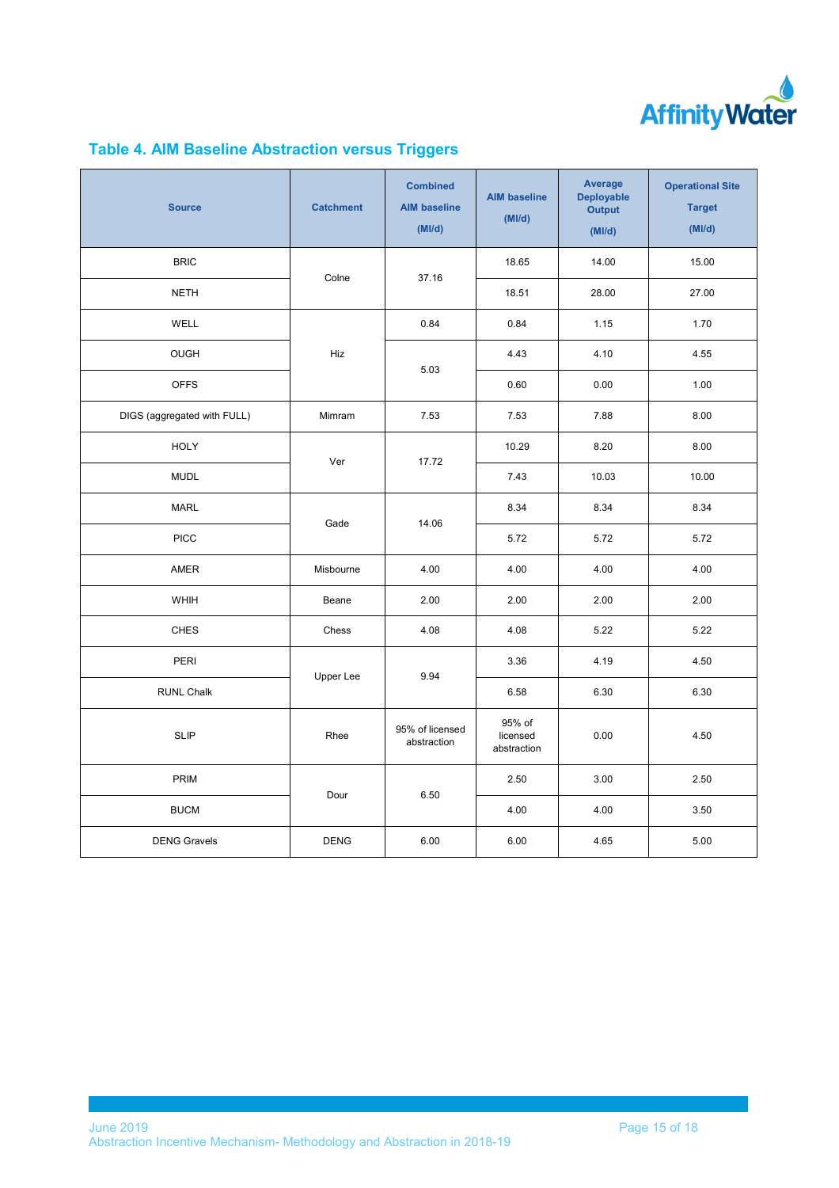## Table 4. AIM Baseline Abstraction versus Triggers

| Source | Catchment | Combined AIM baseline (Ml/d) | AIM baseline (Ml/d) | Average Deployable Output (Ml/d) | Operational Site Target (Ml/d) |
|---|---|---|---|---|---|
| BRIC | Colne | 37.16 | 18.65 | 14.00 | 15.00 |
| NETH | | | 18.51 | 28.00 | 27.00 |
| WELL | Hiz | 0.84 | 0.84 | 1.15 | 1.70 |
| OUGH | | 5.03 | 4.43 | 4.10 | 4.55 |
| OFFS | | | 0.60 | 0.00 | 1.00 |
| DIGS (aggregated with FULL) | Mimram | 7.53 | 7.53 | 7.88 | 8.00 |
| HOLY | Ver | 17.72 | 10.29 | 8.20 | 8.00 |
| MUDL | | | 7.43 | 10.03 | 10.00 |
| MARL | Gade | 14.06 | 8.34 | 8.34 | 8.34 |
| PICC | | | 5.72 | 5.72 | 5.72 |
| AMER | Misbourne | 4.00 | 4.00 | 4.00 | 4.00 |
| WHIH | Beane | 2.00 | 2.00 | 2.00 | 2.00 |
| CHES | Chess | 4.08 | 4.08 | 5.22 | 5.22 |
| PERI | Upper Lee | 9.94 | 3.36 | 4.19 | 4.50 |
| RUNL Chalk | | | 6.58 | 6.30 | 6.30 |
| SLIP | Rhee | 95% of licensed abstraction | 95% of licensed abstraction | 0.00 | 4.50 |
| PRIM | Dour | 6.50 | 2.50 | 3.00 | 2.50 |
| BUCM | | | 4.00 | 4.00 | 3.50 |
| DENG Gravels | DENG | 6.00 | 6.00 | 4.65 | 5.00 |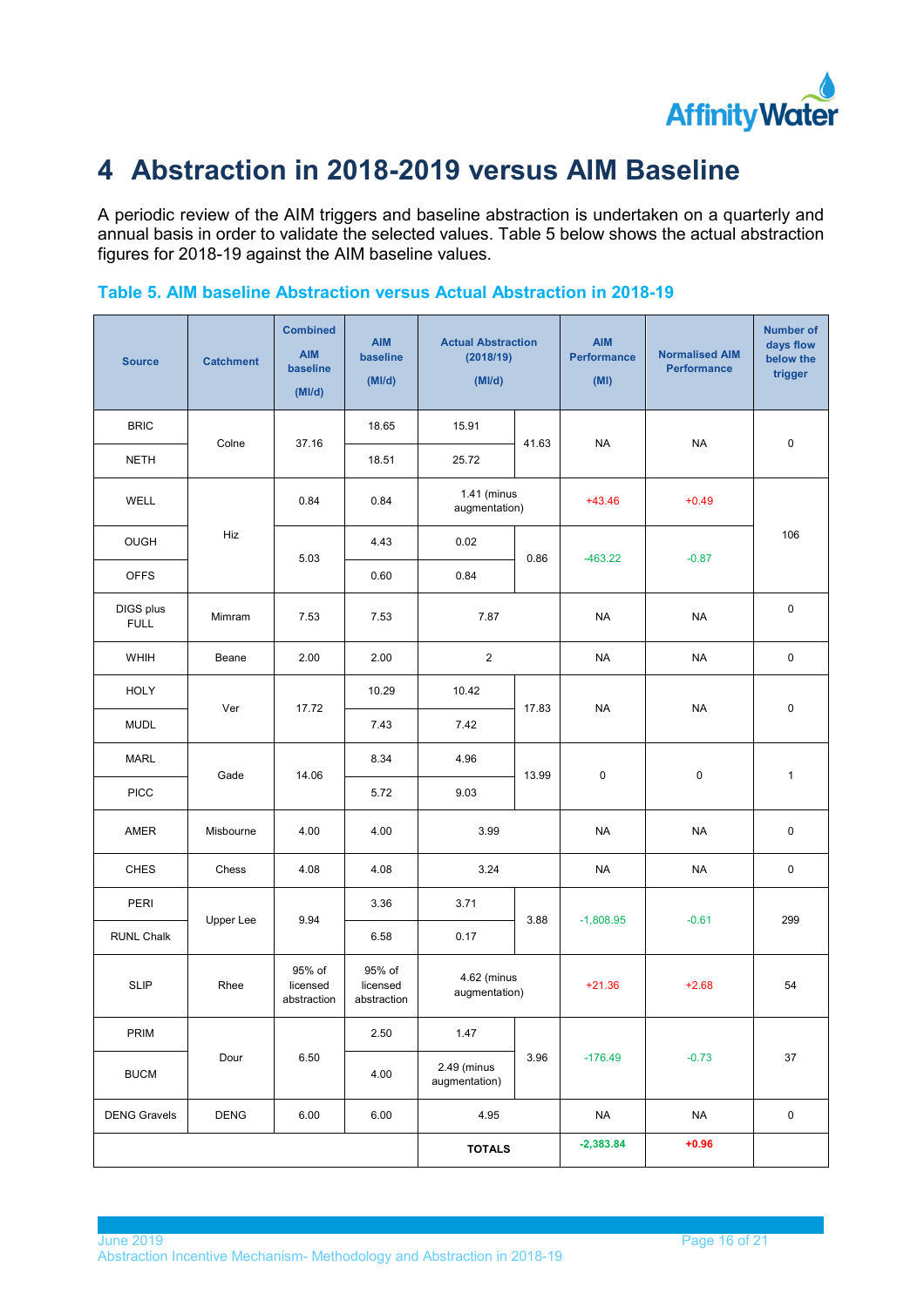# 4 Abstraction in 2018-2019 versus AIM Baseline

A periodic review of the AIM triggers and baseline abstraction is undertaken on a quarterly and annual basis in order to validate the selected values. Table 5 below shows the actual abstraction figures for 2018-19 against the AIM baseline values.

**Table 5. AIM baseline Abstraction versus Actual Abstraction in 2018-19**

| Source | Catchment | Combined AIM baseline (Ml/d) | AIM baseline (Ml/d) | Actual Abstraction (2018/19) (Ml/d) | | AIM Performance (Ml) | Normalised AIM Performance | Number of days flow below the trigger |
|---|---|---|---|---|---|---|---|---|
| BRIC | Colne | 37.16 | 18.65 | 15.91 | 41.63 | NA | NA | 0 |
| NETH | | | 18.51 | 25.72 | | | | |
| WELL | Hiz | 0.84 | 0.84 | 1.41 (minus augmentation) | | +43.46 | +0.49 | 106 |
| OUGH | | 5.03 | 4.43 | 0.02 | 0.86 | -463.22 | -0.87 | |
| OFFS | | | 0.60 | 0.84 | | | | |
| DIGS plus FULL | Mimram | 7.53 | 7.53 | 7.87 | | NA | NA | 0 |
| WHIH | Beane | 2.00 | 2.00 | 2 | | NA | NA | 0 |
| HOLY | Ver | 17.72 | 10.29 | 10.42 | 17.83 | NA | NA | 0 |
| MUDL | | | 7.43 | 7.42 | | | | |
| MARL | Gade | 14.06 | 8.34 | 4.96 | 13.99 | 0 | 0 | 1 |
| PICC | | | 5.72 | 9.03 | | | | |
| AMER | Misbourne | 4.00 | 4.00 | 3.99 | | NA | NA | 0 |
| CHES | Chess | 4.08 | 4.08 | 3.24 | | NA | NA | 0 |
| PERI | Upper Lee | 9.94 | 3.36 | 3.71 | 3.88 | -1,808.95 | -0.61 | 299 |
| RUNL Chalk | | | 6.58 | 0.17 | | | | |
| SLIP | Rhee | 95% of licensed abstraction | 95% of licensed abstraction | 4.62 (minus augmentation) | | +21.36 | +2.68 | 54 |
| PRIM | Dour | 6.50 | 2.50 | 1.47 | 3.96 | -176.49 | -0.73 | 37 |
| BUCM | | | 4.00 | 2.49 (minus augmentation) | | | | |
| DENG Gravels | DENG | 6.00 | 6.00 | 4.95 | | NA | NA | 0 |
| | | | | **TOTALS** | | **-2,383.84** | **+0.96** | |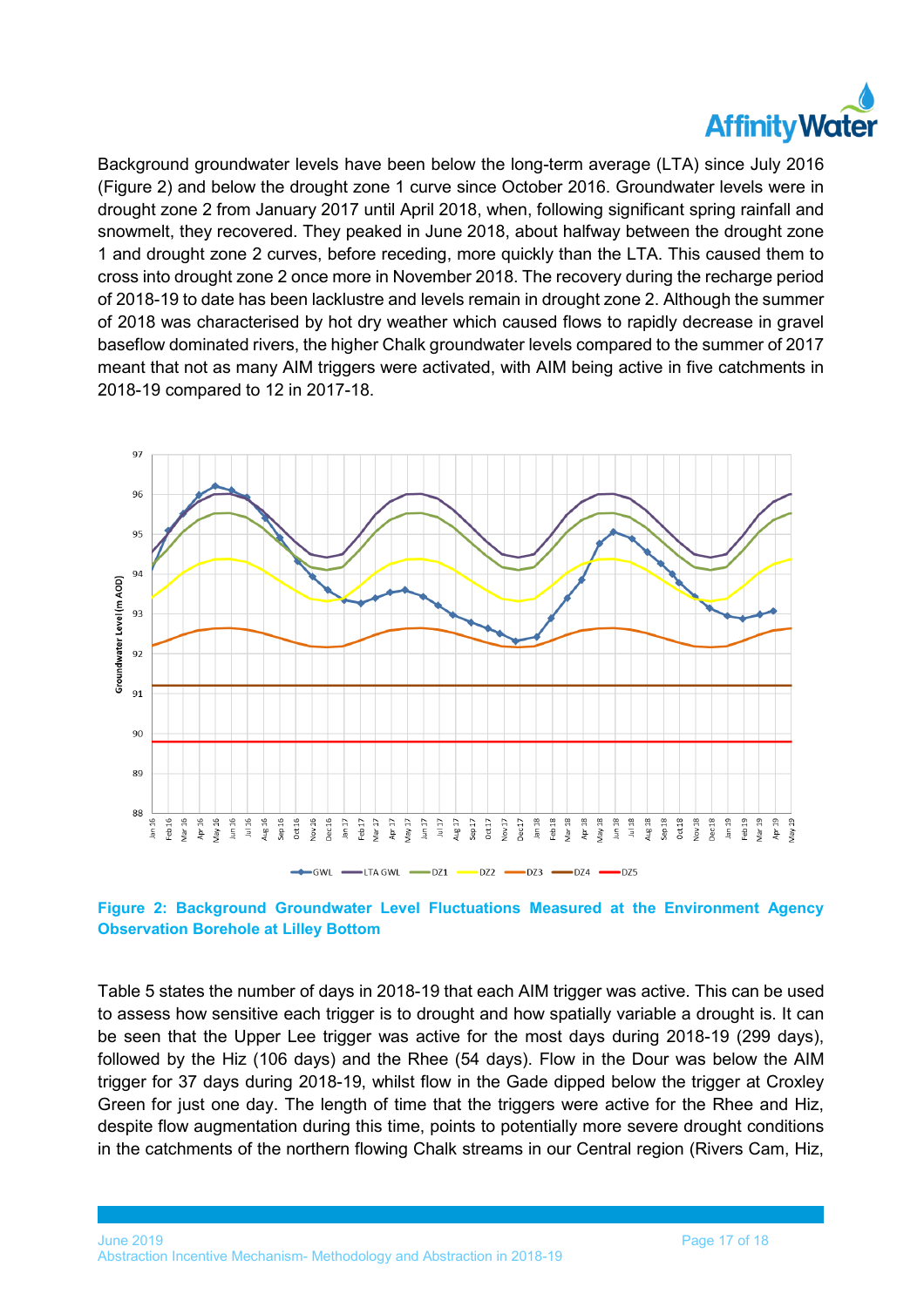Background groundwater levels have been below the long-term average (LTA) since July 2016 (Figure 2) and below the drought zone 1 curve since October 2016. Groundwater levels were in drought zone 2 from January 2017 until April 2018, when, following significant spring rainfall and snowmelt, they recovered. They peaked in June 2018, about halfway between the drought zone 1 and drought zone 2 curves, before receding, more quickly than the LTA. This caused them to cross into drought zone 2 once more in November 2018. The recovery during the recharge period of 2018-19 to date has been lacklustre and levels remain in drought zone 2. Although the summer of 2018 was characterised by hot dry weather which caused flows to rapidly decrease in gravel baseflow dominated rivers, the higher Chalk groundwater levels compared to the summer of 2017 meant that not as many AIM triggers were activated, with AIM being active in five catchments in 2018-19 compared to 12 in 2017-18.

**Figure 2: Background Groundwater Level Fluctuations Measured at the Environment Agency Observation Borehole at Lilley Bottom**

Table 5 states the number of days in 2018-19 that each AIM trigger was active. This can be used to assess how sensitive each trigger is to drought and how spatially variable a drought is. It can be seen that the Upper Lee trigger was active for the most days during 2018-19 (299 days), followed by the Hiz (106 days) and the Rhee (54 days). Flow in the Dour was below the AIM trigger for 37 days during 2018-19, whilst flow in the Gade dipped below the trigger at Croxley Green for just one day. The length of time that the triggers were active for the Rhee and Hiz, despite flow augmentation during this time, points to potentially more severe drought conditions in the catchments of the northern flowing Chalk streams in our Central region (Rivers Cam, Hiz,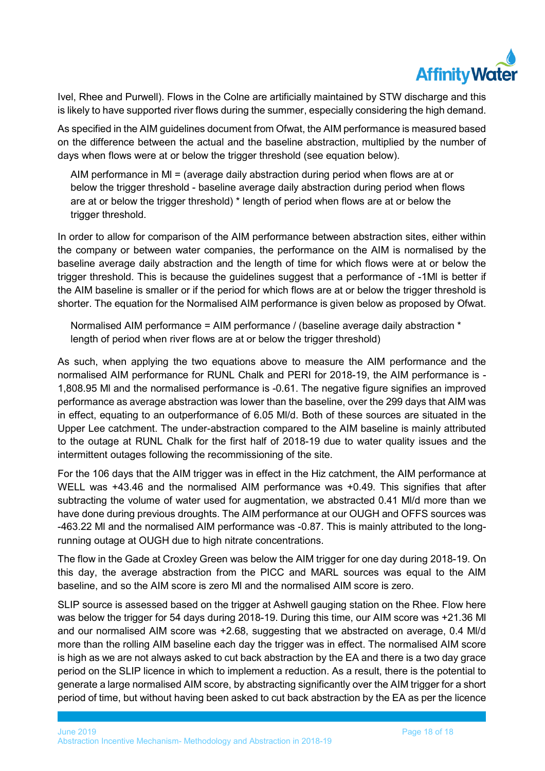Ivel, Rhee and Purwell). Flows in the Colne are artificially maintained by STW discharge and this is likely to have supported river flows during the summer, especially considering the high demand.

As specified in the AIM guidelines document from Ofwat, the AIM performance is measured based on the difference between the actual and the baseline abstraction, multiplied by the number of days when flows were at or below the trigger threshold (see equation below).

> AIM performance in Ml = (average daily abstraction during period when flows are at or below the trigger threshold - baseline average daily abstraction during period when flows are at or below the trigger threshold) * length of period when flows are at or below the trigger threshold.

In order to allow for comparison of the AIM performance between abstraction sites, either within the company or between water companies, the performance on the AIM is normalised by the baseline average daily abstraction and the length of time for which flows were at or below the trigger threshold. This is because the guidelines suggest that a performance of -1Ml is better if the AIM baseline is smaller or if the period for which flows are at or below the trigger threshold is shorter. The equation for the Normalised AIM performance is given below as proposed by Ofwat.

> Normalised AIM performance = AIM performance / (baseline average daily abstraction * length of period when river flows are at or below the trigger threshold)

As such, when applying the two equations above to measure the AIM performance and the normalised AIM performance for RUNL Chalk and PERI for 2018-19, the AIM performance is -1,808.95 Ml and the normalised performance is -0.61. The negative figure signifies an improved performance as average abstraction was lower than the baseline, over the 299 days that AIM was in effect, equating to an outperformance of 6.05 Ml/d. Both of these sources are situated in the Upper Lee catchment. The under-abstraction compared to the AIM baseline is mainly attributed to the outage at RUNL Chalk for the first half of 2018-19 due to water quality issues and the intermittent outages following the recommissioning of the site.

For the 106 days that the AIM trigger was in effect in the Hiz catchment, the AIM performance at WELL was +43.46 and the normalised AIM performance was +0.49. This signifies that after subtracting the volume of water used for augmentation, we abstracted 0.41 Ml/d more than we have done during previous droughts. The AIM performance at our OUGH and OFFS sources was -463.22 Ml and the normalised AIM performance was -0.87. This is mainly attributed to the long-running outage at OUGH due to high nitrate concentrations.

The flow in the Gade at Croxley Green was below the AIM trigger for one day during 2018-19. On this day, the average abstraction from the PICC and MARL sources was equal to the AIM baseline, and so the AIM score is zero Ml and the normalised AIM score is zero.

SLIP source is assessed based on the trigger at Ashwell gauging station on the Rhee. Flow here was below the trigger for 54 days during 2018-19. During this time, our AIM score was +21.36 Ml and our normalised AIM score was +2.68, suggesting that we abstracted on average, 0.4 Ml/d more than the rolling AIM baseline each day the trigger was in effect. The normalised AIM score is high as we are not always asked to cut back abstraction by the EA and there is a two day grace period on the SLIP licence in which to implement a reduction. As a result, there is the potential to generate a large normalised AIM score, by abstracting significantly over the AIM trigger for a short period of time, but without having been asked to cut back abstraction by the EA as per the licence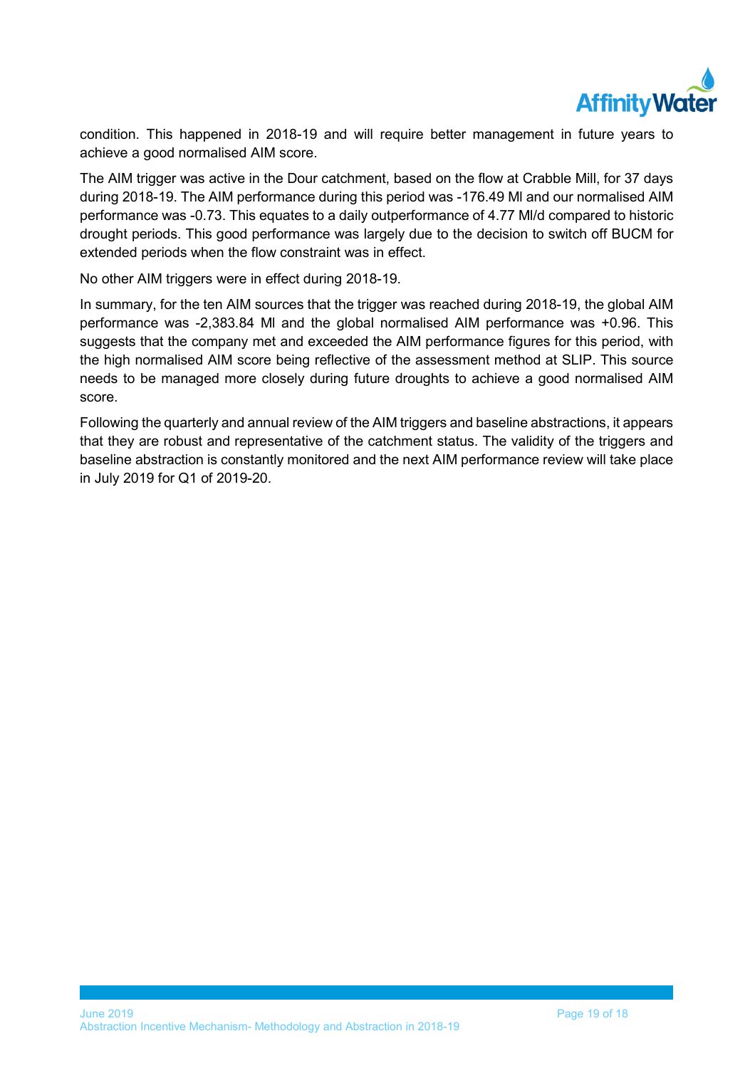condition. This happened in 2018-19 and will require better management in future years to achieve a good normalised AIM score.

The AIM trigger was active in the Dour catchment, based on the flow at Crabble Mill, for 37 days during 2018-19. The AIM performance during this period was -176.49 Ml and our normalised AIM performance was -0.73. This equates to a daily outperformance of 4.77 Ml/d compared to historic drought periods. This good performance was largely due to the decision to switch off BUCM for extended periods when the flow constraint was in effect.

No other AIM triggers were in effect during 2018-19.

In summary, for the ten AIM sources that the trigger was reached during 2018-19, the global AIM performance was -2,383.84 Ml and the global normalised AIM performance was +0.96. This suggests that the company met and exceeded the AIM performance figures for this period, with the high normalised AIM score being reflective of the assessment method at SLIP. This source needs to be managed more closely during future droughts to achieve a good normalised AIM score.

Following the quarterly and annual review of the AIM triggers and baseline abstractions, it appears that they are robust and representative of the catchment status. The validity of the triggers and baseline abstraction is constantly monitored and the next AIM performance review will take place in July 2019 for Q1 of 2019-20.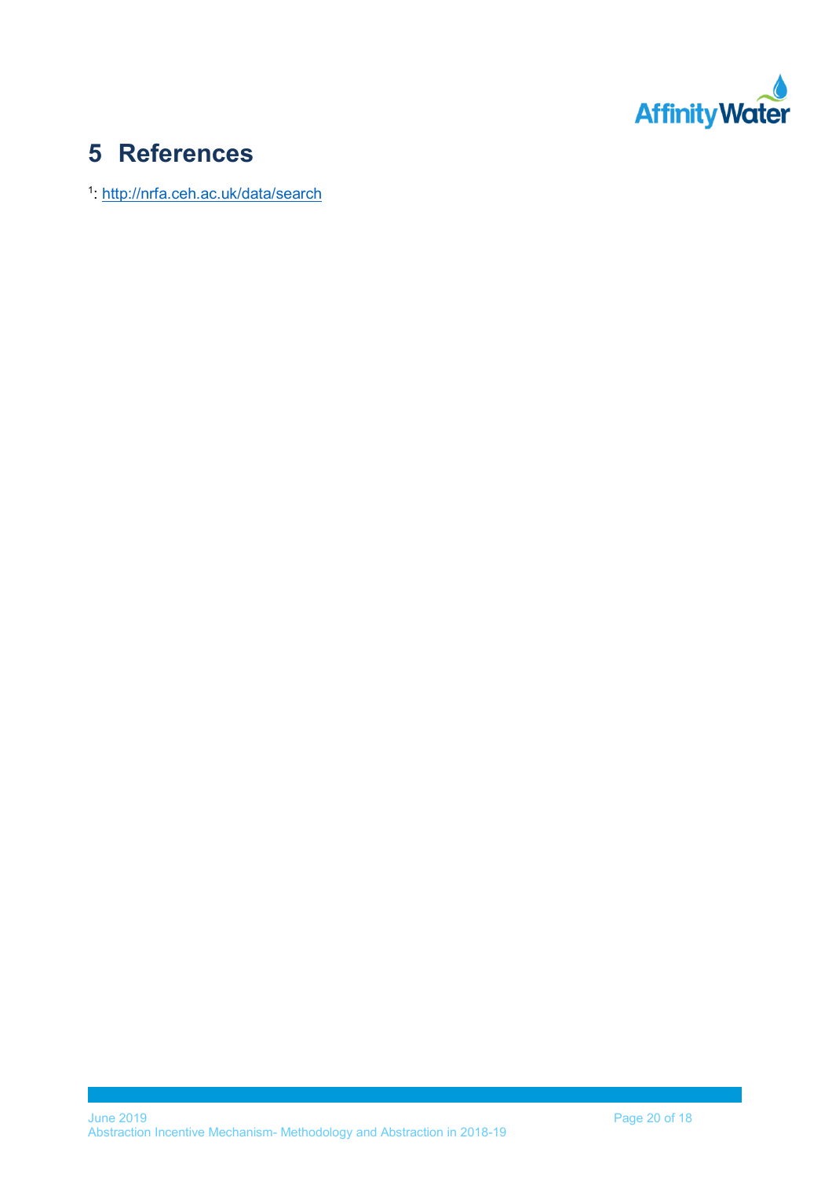# 5 References

[1]: http://nrfa.ceh.ac.uk/data/search